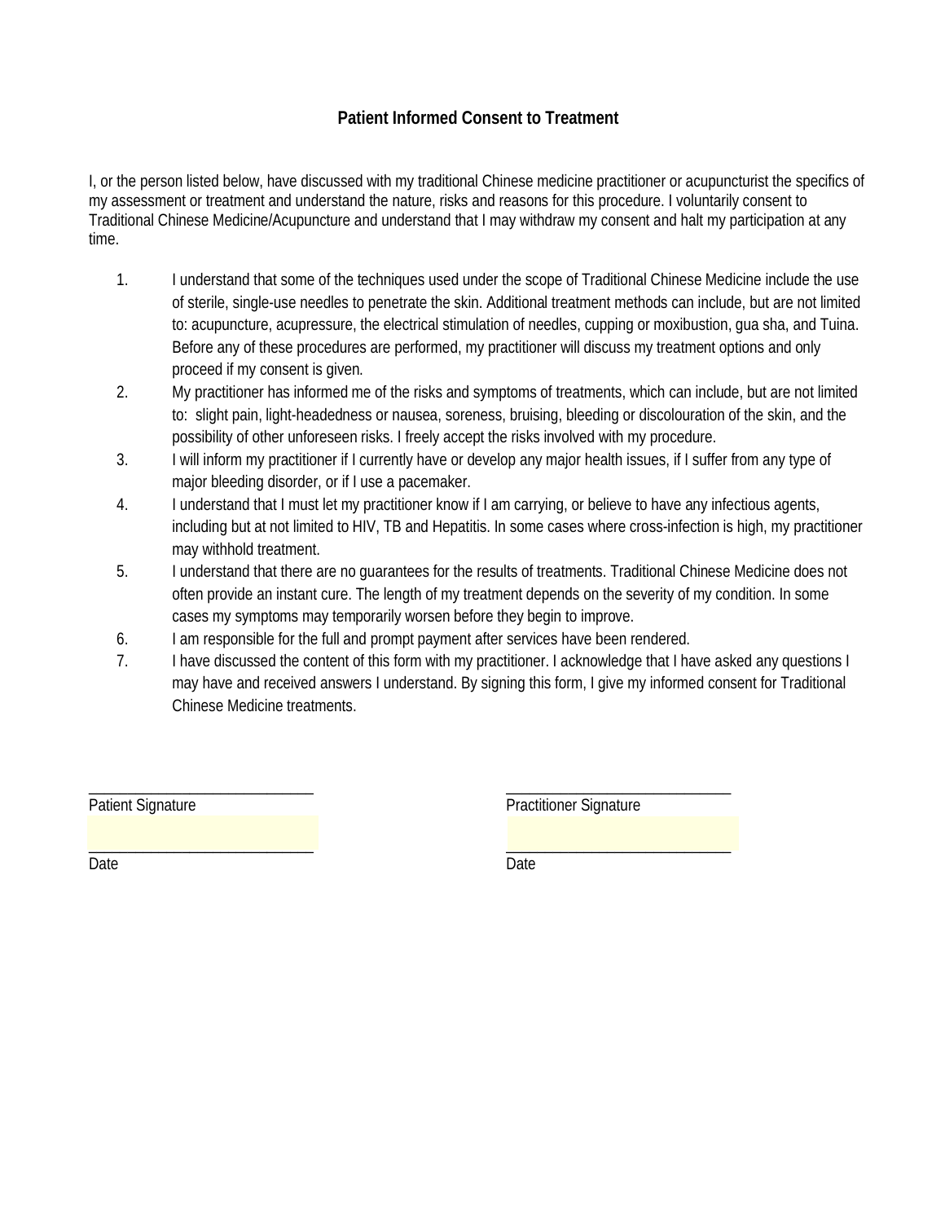# Patient Informed Consent to Treatment

I, or the person listed below, have discussed with my traditional Chinese medicine practitioner or acupuncturist the specifics of my assessment or treatment and understand the nature, risks and reasons for this procedure. I voluntarily consent to Traditional Chinese Medicine/Acupuncture and understand that I may withdraw my consent and halt my participation at any time.

1. I understand that some of the techniques used under the scope of Traditional Chinese Medicine include the use of sterile, single-use needles to penetrate the skin. Additional treatment methods can include, but are not limited to: acupuncture, acupressure, the electrical stimulation of needles, cupping or moxibustion, gua sha, and Tuina. Before any of these procedures are performed, my practitioner will discuss my treatment options and only proceed if my consent is given.
2. My practitioner has informed me of the risks and symptoms of treatments, which can include, but are not limited to: slight pain, light-headedness or nausea, soreness, bruising, bleeding or discolouration of the skin, and the possibility of other unforeseen risks. I freely accept the risks involved with my procedure.
3. I will inform my practitioner if I currently have or develop any major health issues, if I suffer from any type of major bleeding disorder, or if I use a pacemaker.
4. I understand that I must let my practitioner know if I am carrying, or believe to have any infectious agents, including but at not limited to HIV, TB and Hepatitis. In some cases where cross-infection is high, my practitioner may withhold treatment.
5. I understand that there are no guarantees for the results of treatments. Traditional Chinese Medicine does not often provide an instant cure. The length of my treatment depends on the severity of my condition. In some cases my symptoms may temporarily worsen before they begin to improve.
6. I am responsible for the full and prompt payment after services have been rendered.
7. I have discussed the content of this form with my practitioner. I acknowledge that I have asked any questions I may have and received answers I understand. By signing this form, I give my informed consent for Traditional Chinese Medicine treatments.

| | |
|---|---|
| ______________________________ | ______________________________ |
| Patient Signature | Practitioner Signature |
| ______________________________ | ______________________________ |
| Date | Date |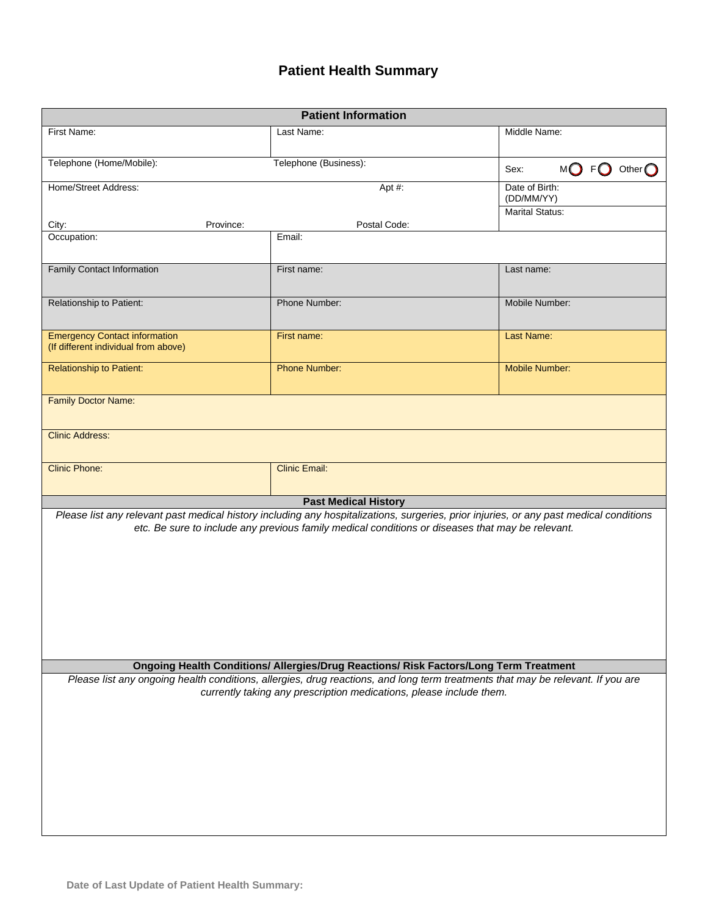# Patient Health Summary

| Patient Information | | |
|---|---|---|
| First Name: | Last Name: | Middle Name: |
| Telephone (Home/Mobile): | Telephone (Business): | Sex: M ◯ F ◯ Other ◯ |
| Home/Street Address: Apt #: | | Date of Birth: (DD/MM/YY) |
| City: Province: Postal Code: | | Marital Status: |
| Occupation: | Email: | |
| Family Contact Information | First name: | Last name: |
| Relationship to Patient: | Phone Number: | Mobile Number: |
| Emergency Contact information (If different individual from above) | First name: | Last Name: |
| Relationship to Patient: | Phone Number: | Mobile Number: |
| Family Doctor Name: | | |
| Clinic Address: | | |
| Clinic Phone: | Clinic Email: | |

| Past Medical History |
|---|
| *Please list any relevant past medical history including any hospitalizations, surgeries, prior injuries, or any past medical conditions etc. Be sure to include any previous family medical conditions or diseases that may be relevant.* |

| Ongoing Health Conditions/ Allergies/Drug Reactions/ Risk Factors/Long Term Treatment |
|---|
| *Please list any ongoing health conditions, allergies, drug reactions, and long term treatments that may be relevant. If you are currently taking any prescription medications, please include them.* |

**Date of Last Update of Patient Health Summary:**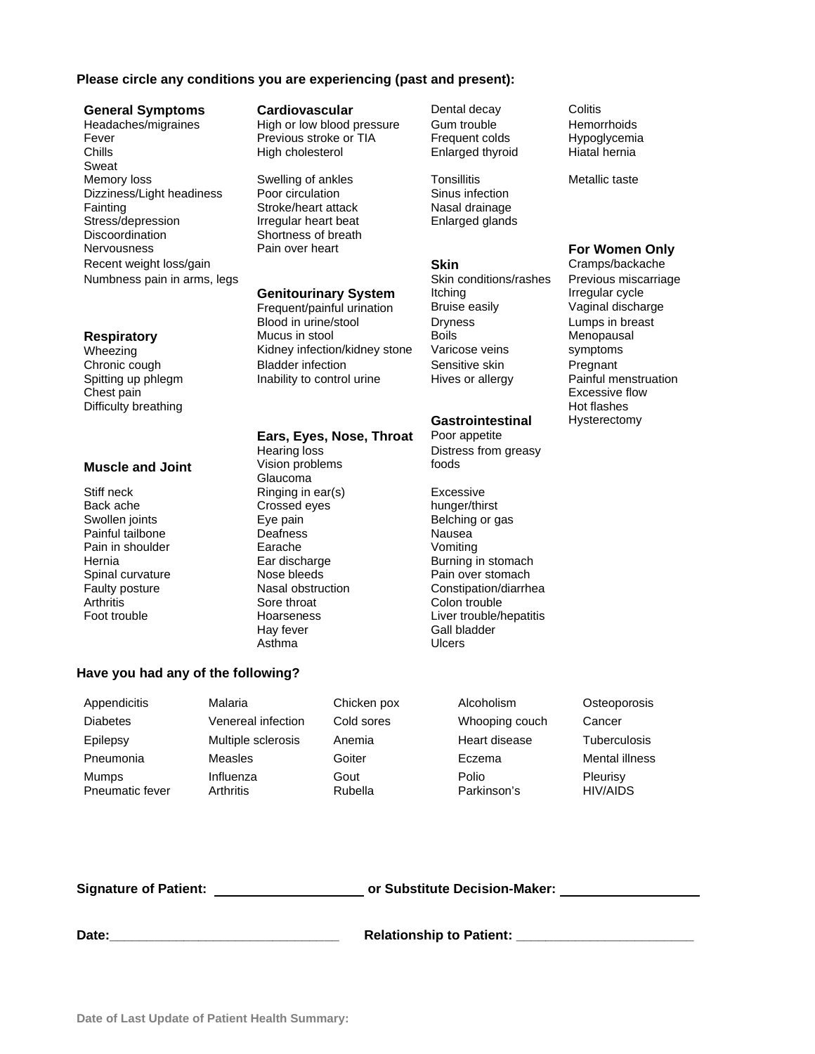**Please circle any conditions you are experiencing (past and present):**

**General Symptoms**
Headaches/migraines
Fever
Chills
Sweat
Memory loss
Dizziness/Light headiness
Fainting
Stress/depression
Discoordination
Nervousness
Recent weight loss/gain
Numbness pain in arms, legs

**Respiratory**
Wheezing
Chronic cough
Spitting up phlegm
Chest pain
Difficulty breathing

**Muscle and Joint**
Stiff neck
Back ache
Swollen joints
Painful tailbone
Pain in shoulder
Hernia
Spinal curvature
Faulty posture
Arthritis
Foot trouble

**Cardiovascular**
High or low blood pressure
Previous stroke or TIA
High cholesterol

Swelling of ankles
Poor circulation
Stroke/heart attack
Irregular heart beat
Shortness of breath
Pain over heart

**Genitourinary System**
Frequent/painful urination
Blood in urine/stool
Mucus in stool
Kidney infection/kidney stone
Bladder infection
Inability to control urine

**Ears, Eyes, Nose, Throat**
Hearing loss
Vision problems
Glaucoma
Ringing in ear(s)
Crossed eyes
Eye pain
Deafness
Earache
Ear discharge
Nose bleeds
Nasal obstruction
Sore throat
Hoarseness
Hay fever
Asthma

Dental decay
Gum trouble
Frequent colds
Enlarged thyroid

Tonsillitis
Sinus infection
Nasal drainage
Enlarged glands

**Skin**
Skin conditions/rashes
Itching
Bruise easily
Dryness
Boils
Varicose veins
Sensitive skin
Hives or allergy

**Gastrointestinal**
Poor appetite
Distress from greasy foods

Excessive hunger/thirst
Belching or gas
Nausea
Vomiting
Burning in stomach
Pain over stomach
Constipation/diarrhea
Colon trouble
Liver trouble/hepatitis
Gall bladder
Ulcers

Colitis
Hemorrhoids
Hypoglycemia
Hiatal hernia

Metallic taste

**For Women Only**
Cramps/backache
Previous miscarriage
Irregular cycle
Vaginal discharge
Lumps in breast
Menopausal symptoms
Pregnant
Painful menstruation
Excessive flow
Hot flashes
Hysterectomy

**Have you had any of the following?**

| | | | | |
|---|---|---|---|---|
| Appendicitis | Malaria | Chicken pox | Alcoholism | Osteoporosis |
| Diabetes | Venereal infection | Cold sores | Whooping couch | Cancer |
| Epilepsy | Multiple sclerosis | Anemia | Heart disease | Tuberculosis |
| Pneumonia | Measles | Goiter | Eczema | Mental illness |
| Mumps | Influenza | Gout | Polio | Pleurisy |
| Pneumatic fever | Arthritis | Rubella | Parkinson's | HIV/AIDS |

**Signature of Patient:** ____________________ **or Substitute Decision-Maker:** ____________________

**Date:**________________________________ **Relationship to Patient:** ________________________

**Date of Last Update of Patient Health Summary:**